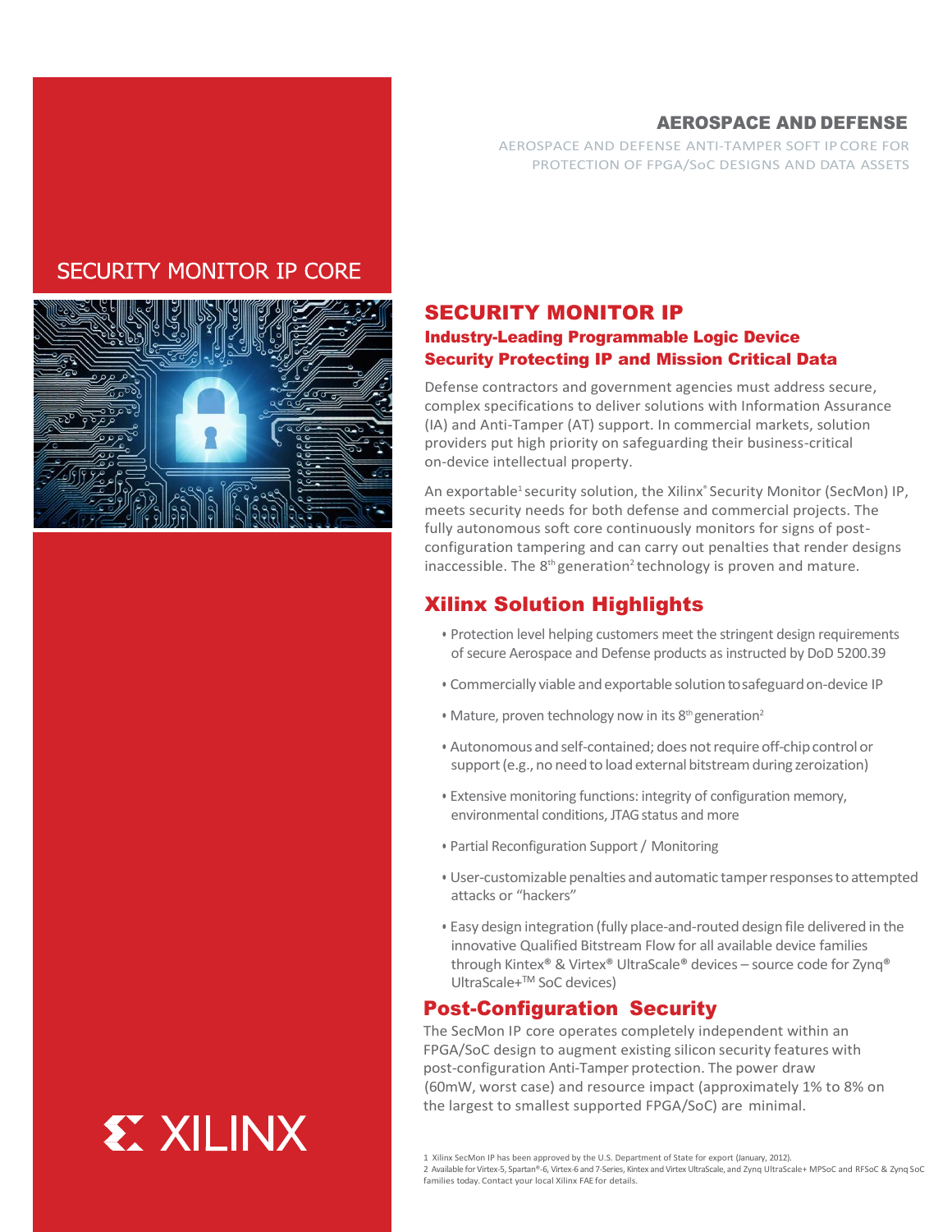# AEROSPACE AND DEFENSE

AEROSPACE AND DEFENSE ANTI-TAMPER SOFT IP CORE FOR PROTECTION OF FPGA/SoC DESIGNS AND DATA ASSETS

## SECURITY MONITOR IP CORE

## SECURITY MONITOR IP

### Industry-Leading Programmable Logic Device Security Protecting IP and Mission Critical Data

Defense contractors and government agencies must address secure, complex specifications to deliver solutions with Information Assurance (IA) and Anti-Tamper (AT) support. In commercial markets, solution providers put high priority on safeguarding their business-critical on-device intellectual property.

An exportable[1] security solution, the Xilinx® Security Monitor (SecMon) IP, meets security needs for both defense and commercial projects. The fully autonomous soft core continuously monitors for signs of post-configuration tampering and can carry out penalties that render designs inaccessible. The 8th generation[2] technology is proven and mature.

## Xilinx Solution Highlights

- Protection level helping customers meet the stringent design requirements of secure Aerospace and Defense products as instructed by DoD 5200.39
- Commercially viable and exportable solution to safeguard on-device IP
- Mature, proven technology now in its 8th generation[2]
- Autonomous and self-contained; does not require off-chip control or support (e.g., no need to load external bitstream during zeroization)
- Extensive monitoring functions: integrity of configuration memory, environmental conditions, JTAG status and more
- Partial Reconfiguration Support / Monitoring
- User-customizable penalties and automatic tamper responses to attempted attacks or "hackers"
- Easy design integration (fully place-and-routed design file delivered in the innovative Qualified Bitstream Flow for all available device families through Kintex® & Virtex® UltraScale® devices – source code for Zynq® UltraScale+™ SoC devices)

## Post-Configuration Security

The SecMon IP core operates completely independent within an FPGA/SoC design to augment existing silicon security features with post-configuration Anti-Tamper protection. The power draw (60mW, worst case) and resource impact (approximately 1% to 8% on the largest to smallest supported FPGA/SoC) are minimal.

1 Xilinx SecMon IP has been approved by the U.S. Department of State for export (January, 2012).
2 Available for Virtex-5, Spartan®-6, Virtex-6 and 7-Series, Kintex and Virtex UltraScale, and Zynq UltraScale+ MPSoC and RFSoC & Zynq SoC families today. Contact your local Xilinx FAE for details.

XILINX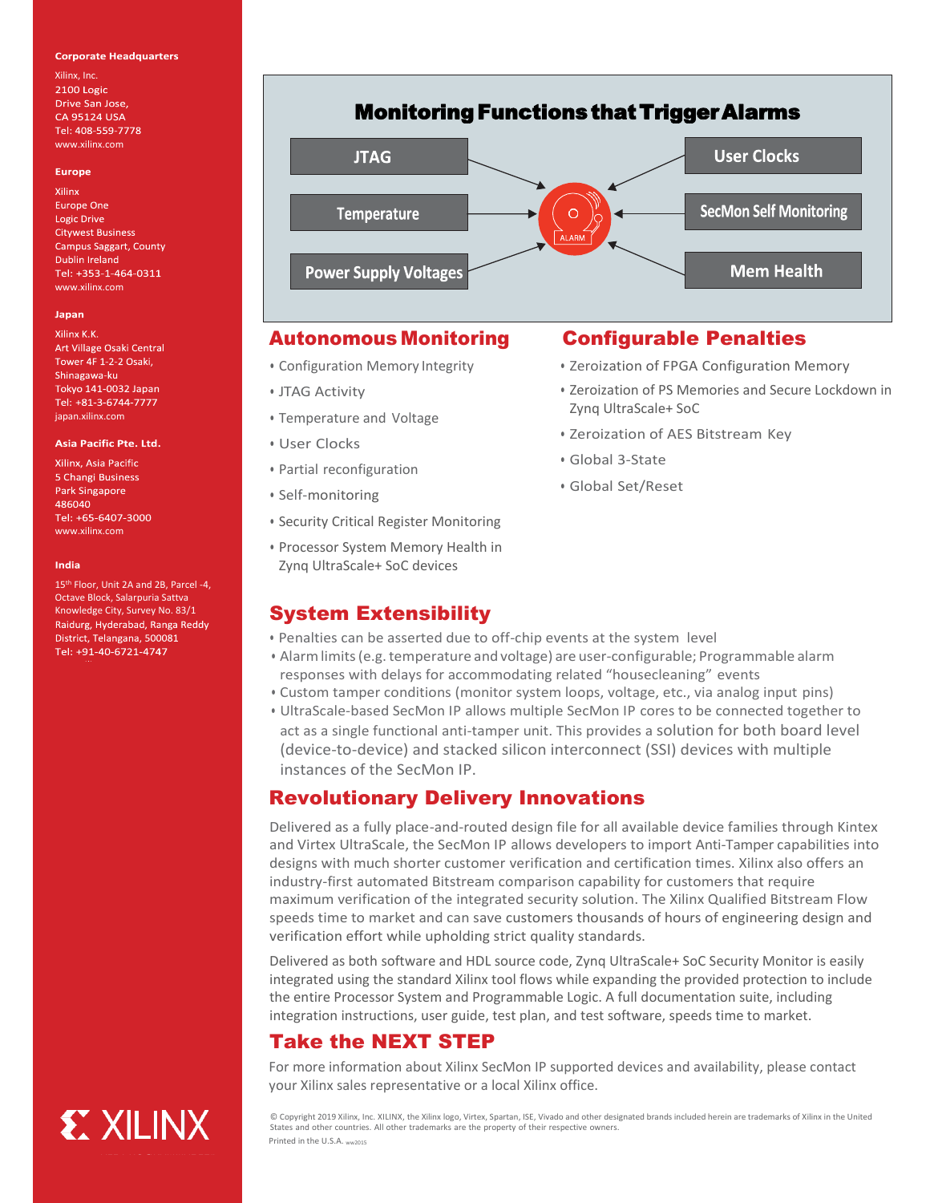**Corporate Headquarters**

Xilinx, Inc.
2100 Logic
Drive San Jose,
CA 95124 USA
Tel: 408-559-7778
www.xilinx.com

**Europe**

Xilinx
Europe One
Logic Drive
Citywest Business
Campus Saggart, County
Dublin Ireland
Tel: +353-1-464-0311
www.xilinx.com

**Japan**

Xilinx K.K.
Art Village Osaki Central
Tower 4F 1-2-2 Osaki,
Shinagawa-ku
Tokyo 141-0032 Japan
Tel: +81-3-6744-7777
japan.xilinx.com

**Asia Pacific Pte. Ltd.**

Xilinx, Asia Pacific
5 Changi Business
Park Singapore
486040
Tel: +65-6407-3000
www.xilinx.com

**India**

15th Floor, Unit 2A and 2B, Parcel -4,
Octave Block, Salarpuria Sattva
Knowledge City, Survey No. 83/1
Raidurg, Hyderabad, Ranga Reddy
District, Telangana, 500081
Tel: +91-40-6721-4747

Monitoring Functions that Trigger Alarms

JTAG
Temperature
Power Supply Voltages
ALARM
User Clocks
SecMon Self Monitoring
Mem Health

## Autonomous Monitoring

- Configuration Memory Integrity
- JTAG Activity
- Temperature and Voltage
- User Clocks
- Partial reconfiguration
- Self-monitoring
- Security Critical Register Monitoring
- Processor System Memory Health in Zynq UltraScale+ SoC devices

## Configurable Penalties

- Zeroization of FPGA Configuration Memory
- Zeroization of PS Memories and Secure Lockdown in Zynq UltraScale+ SoC
- Zeroization of AES Bitstream Key
- Global 3-State
- Global Set/Reset

## System Extensibility

- Penalties can be asserted due to off-chip events at the system level
- Alarm limits (e.g. temperature and voltage) are user-configurable; Programmable alarm responses with delays for accommodating related "housecleaning" events
- Custom tamper conditions (monitor system loops, voltage, etc., via analog input pins)
- UltraScale-based SecMon IP allows multiple SecMon IP cores to be connected together to act as a single functional anti-tamper unit. This provides a solution for both board level (device-to-device) and stacked silicon interconnect (SSI) devices with multiple instances of the SecMon IP.

## Revolutionary Delivery Innovations

Delivered as a fully place-and-routed design file for all available device families through Kintex and Virtex UltraScale, the SecMon IP allows developers to import Anti-Tamper capabilities into designs with much shorter customer verification and certification times. Xilinx also offers an industry-first automated Bitstream comparison capability for customers that require maximum verification of the integrated security solution. The Xilinx Qualified Bitstream Flow speeds time to market and can save customers thousands of hours of engineering design and verification effort while upholding strict quality standards.

Delivered as both software and HDL source code, Zynq UltraScale+ SoC Security Monitor is easily integrated using the standard Xilinx tool flows while expanding the provided protection to include the entire Processor System and Programmable Logic. A full documentation suite, including integration instructions, user guide, test plan, and test software, speeds time to market.

## Take the NEXT STEP

For more information about Xilinx SecMon IP supported devices and availability, please contact your Xilinx sales representative or a local Xilinx office.

XILINX

© Copyright 2019 Xilinx, Inc. XILINX, the Xilinx logo, Virtex, Spartan, ISE, Vivado and other designated brands included herein are trademarks of Xilinx in the United States and other countries. All other trademarks are the property of their respective owners.

Printed in the U.S.A. ww2015